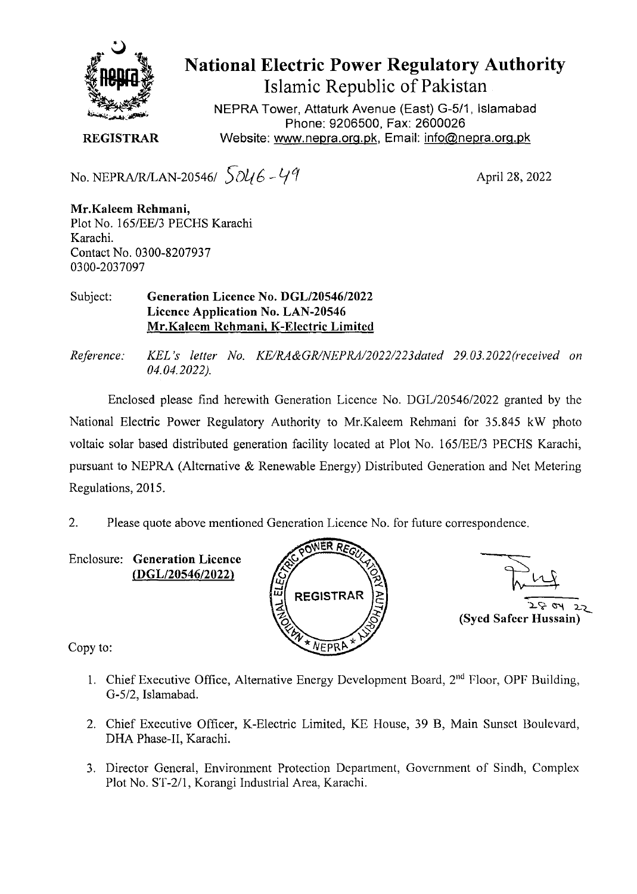# National Electric Power Regulatory Authority

## Islamic Republic of Pakistan

NEPRA Tower, Attaturk Avenue (East) G-5/1, Islamabad
Phone: 9206500, Fax: 2600026
Website: www.nepra.org.pk, Email: info@nepra.org.pk

**REGISTRAR**

No. NEPRA/R/LAN-20546/ 5046-49

April 28, 2022

**Mr.Kaleem Rehmani,**
Plot No. 165/EE/3 PECHS Karachi
Karachi.
Contact No. 0300-8207937
0300-2037097

Subject: **Generation Licence No. DGL/20546/2022**
**Licence Application No. LAN-20546**
**Mr.Kaleem Rehmani, K-Electric Limited**

*Reference: KEL's letter No. KE/RA&GR/NEPRA/2022/223dated 29.03.2022(received on 04.04.2022).*

Enclosed please find herewith Generation Licence No. DGL/20546/2022 granted by the National Electric Power Regulatory Authority to Mr.Kaleem Rehmani for 35.845 kW photo voltaic solar based distributed generation facility located at Plot No. 165/EE/3 PECHS Karachi, pursuant to NEPRA (Alternative & Renewable Energy) Distributed Generation and Net Metering Regulations, 2015.

2. Please quote above mentioned Generation Licence No. for future correspondence.

Enclosure: **Generation Licence (DGL/20546/2022)**

28 04 22
**(Syed Safeer Hussain)**

Copy to:

1. Chief Executive Office, Alternative Energy Development Board, 2nd Floor, OPF Building, G-5/2, Islamabad.
2. Chief Executive Officer, K-Electric Limited, KE House, 39 B, Main Sunset Boulevard, DHA Phase-II, Karachi.
3. Director General, Environment Protection Department, Government of Sindh, Complex Plot No. ST-2/1, Korangi Industrial Area, Karachi.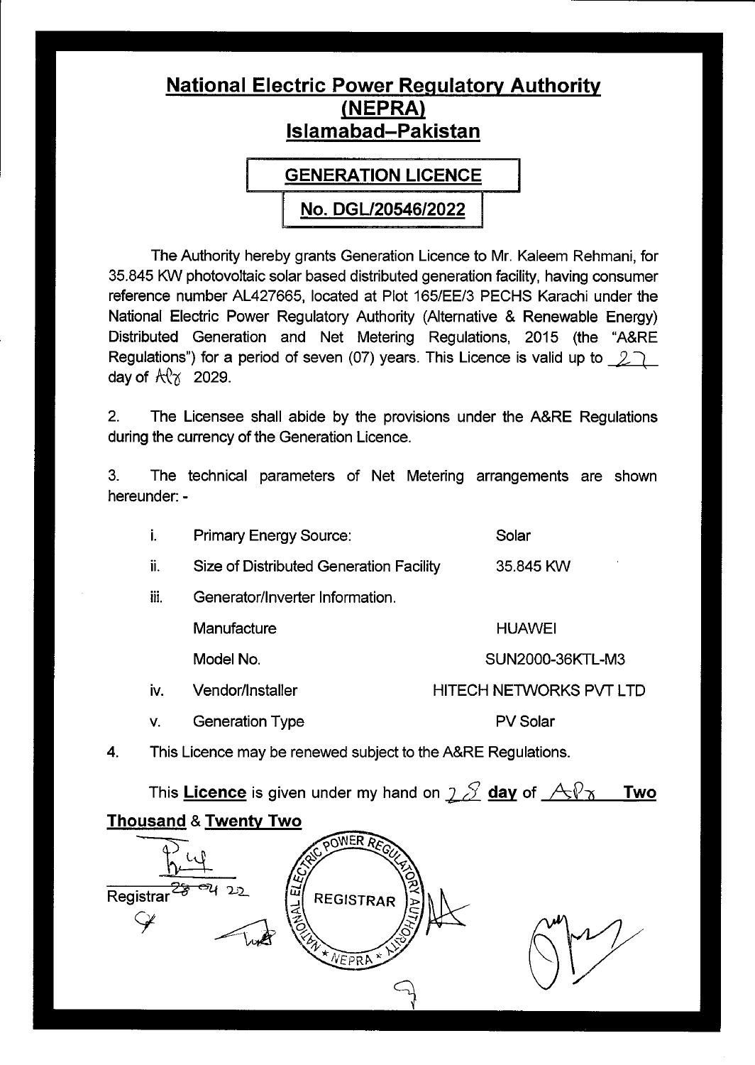# National Electric Power Regulatory Authority (NEPRA) Islamabad–Pakistan

## GENERATION LICENCE

## No. DGL/20546/2022

The Authority hereby grants Generation Licence to Mr. Kaleem Rehmani, for 35.845 KW photovoltaic solar based distributed generation facility, having consumer reference number AL427665, located at Plot 165/EE/3 PECHS Karachi under the National Electric Power Regulatory Authority (Alternative & Renewable Energy) Distributed Generation and Net Metering Regulations, 2015 (the "A&RE Regulations") for a period of seven (07) years. This Licence is valid up to 27 day of Apr 2029.

2. The Licensee shall abide by the provisions under the A&RE Regulations during the currency of the Generation Licence.

3. The technical parameters of Net Metering arrangements are shown hereunder: -

| | | |
|---|---|---|
| i. | Primary Energy Source: | Solar |
| ii. | Size of Distributed Generation Facility | 35.845 KW |
| iii. | Generator/Inverter Information. | |
| | Manufacture | HUAWEI |
| | Model No. | SUN2000-36KTL-M3 |
| iv. | Vendor/Installer | HITECH NETWORKS PVT LTD |
| v. | Generation Type | PV Solar |

4. This Licence may be renewed subject to the A&RE Regulations.

This **Licence** is given under my hand on 28 **day** of Apr **Two Thousand** & **Twenty Two**

Registrar 28-04-22

REGISTRAR — NATIONAL ELECTRIC POWER REGULATORY AUTHORITY ★ NEPRA ★